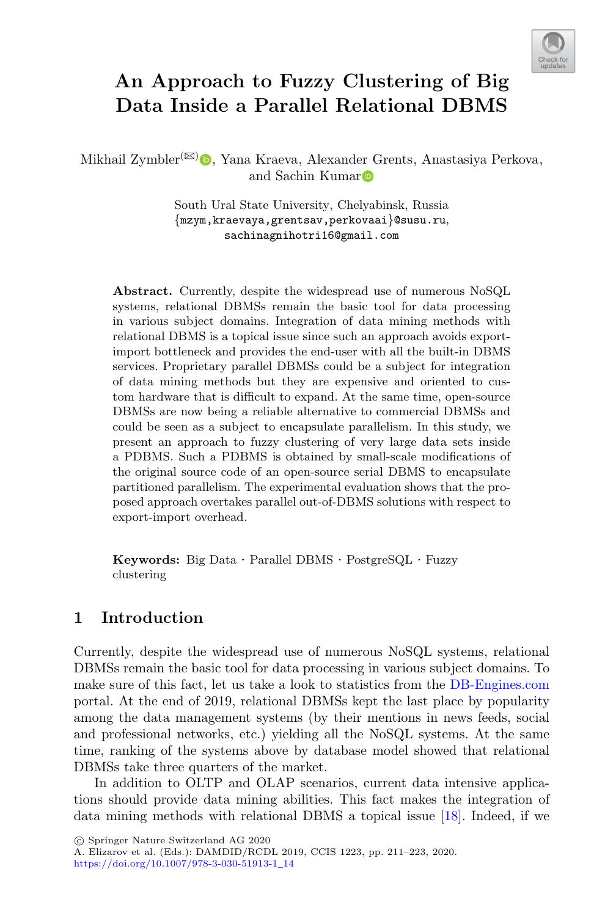# An Approach to Fuzzy Clustering of Big Data Inside a Parallel Relational DBMS

Mikhail Zymbler(✉), Yana Kraeva, Alexander Grents, Anastasiya Perkova, and Sachin Kumar

South Ural State University, Chelyabinsk, Russia
{mzym,kraevaya,grentsav,perkovaai}@susu.ru,
sachinagnihotri16@gmail.com

**Abstract.** Currently, despite the widespread use of numerous NoSQL systems, relational DBMSs remain the basic tool for data processing in various subject domains. Integration of data mining methods with relational DBMS is a topical issue since such an approach avoids export-import bottleneck and provides the end-user with all the built-in DBMS services. Proprietary parallel DBMSs could be a subject for integration of data mining methods but they are expensive and oriented to custom hardware that is difficult to expand. At the same time, open-source DBMSs are now being a reliable alternative to commercial DBMSs and could be seen as a subject to encapsulate parallelism. In this study, we present an approach to fuzzy clustering of very large data sets inside a PDBMS. Such a PDBMS is obtained by small-scale modifications of the original source code of an open-source serial DBMS to encapsulate partitioned parallelism. The experimental evaluation shows that the proposed approach overtakes parallel out-of-DBMS solutions with respect to export-import overhead.

**Keywords:** Big Data · Parallel DBMS · PostgreSQL · Fuzzy clustering

## 1 Introduction

Currently, despite the widespread use of numerous NoSQL systems, relational DBMSs remain the basic tool for data processing in various subject domains. To make sure of this fact, let us take a look to statistics from the DB-Engines.com portal. At the end of 2019, relational DBMSs kept the last place by popularity among the data management systems (by their mentions in news feeds, social and professional networks, etc.) yielding all the NoSQL systems. At the same time, ranking of the systems above by database model showed that relational DBMSs take three quarters of the market.

In addition to OLTP and OLAP scenarios, current data intensive applications should provide data mining abilities. This fact makes the integration of data mining methods with relational DBMS a topical issue [18]. Indeed, if we

© Springer Nature Switzerland AG 2020
A. Elizarov et al. (Eds.): DAMDID/RCDL 2019, CCIS 1223, pp. 211–223, 2020.
https://doi.org/10.1007/978-3-030-51913-1_14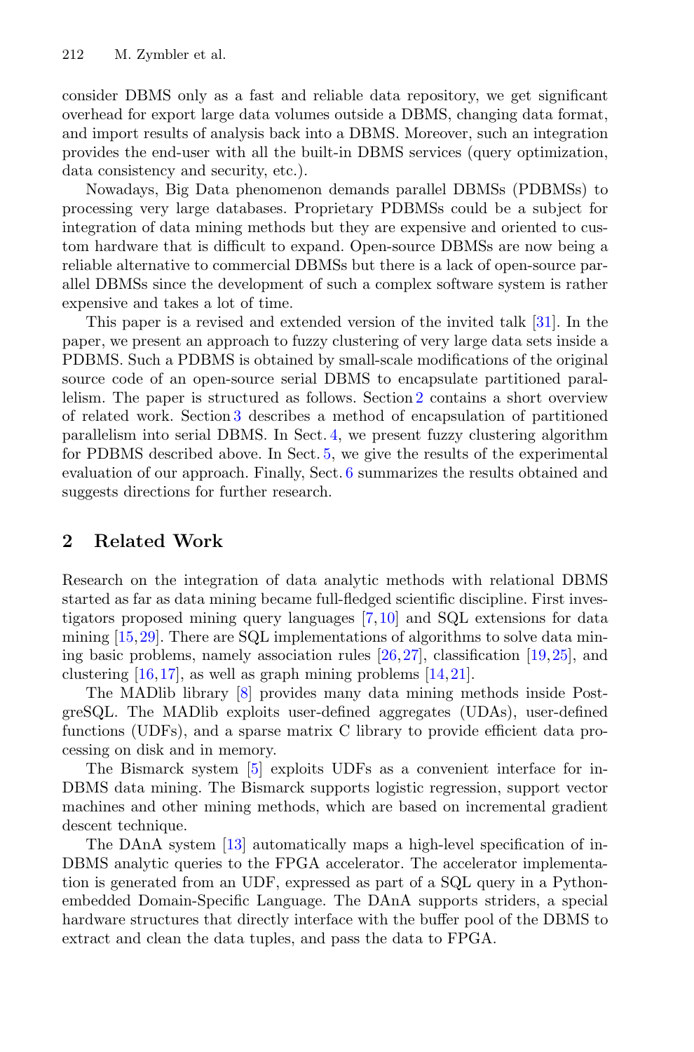consider DBMS only as a fast and reliable data repository, we get significant overhead for export large data volumes outside a DBMS, changing data format, and import results of analysis back into a DBMS. Moreover, such an integration provides the end-user with all the built-in DBMS services (query optimization, data consistency and security, etc.).

Nowadays, Big Data phenomenon demands parallel DBMSs (PDBMSs) to processing very large databases. Proprietary PDBMSs could be a subject for integration of data mining methods but they are expensive and oriented to custom hardware that is difficult to expand. Open-source DBMSs are now being a reliable alternative to commercial DBMSs but there is a lack of open-source parallel DBMSs since the development of such a complex software system is rather expensive and takes a lot of time.

This paper is a revised and extended version of the invited talk [31]. In the paper, we present an approach to fuzzy clustering of very large data sets inside a PDBMS. Such a PDBMS is obtained by small-scale modifications of the original source code of an open-source serial DBMS to encapsulate partitioned parallelism. The paper is structured as follows. Section 2 contains a short overview of related work. Section 3 describes a method of encapsulation of partitioned parallelism into serial DBMS. In Sect. 4, we present fuzzy clustering algorithm for PDBMS described above. In Sect. 5, we give the results of the experimental evaluation of our approach. Finally, Sect. 6 summarizes the results obtained and suggests directions for further research.

## 2 Related Work

Research on the integration of data analytic methods with relational DBMS started as far as data mining became full-fledged scientific discipline. First investigators proposed mining query languages [7,10] and SQL extensions for data mining [15,29]. There are SQL implementations of algorithms to solve data mining basic problems, namely association rules [26,27], classification [19,25], and clustering [16,17], as well as graph mining problems [14,21].

The MADlib library [8] provides many data mining methods inside PostgreSQL. The MADlib exploits user-defined aggregates (UDAs), user-defined functions (UDFs), and a sparse matrix C library to provide efficient data processing on disk and in memory.

The Bismarck system [5] exploits UDFs as a convenient interface for in-DBMS data mining. The Bismarck supports logistic regression, support vector machines and other mining methods, which are based on incremental gradient descent technique.

The DAnA system [13] automatically maps a high-level specification of in-DBMS analytic queries to the FPGA accelerator. The accelerator implementation is generated from an UDF, expressed as part of a SQL query in a Python-embedded Domain-Specific Language. The DAnA supports striders, a special hardware structures that directly interface with the buffer pool of the DBMS to extract and clean the data tuples, and pass the data to FPGA.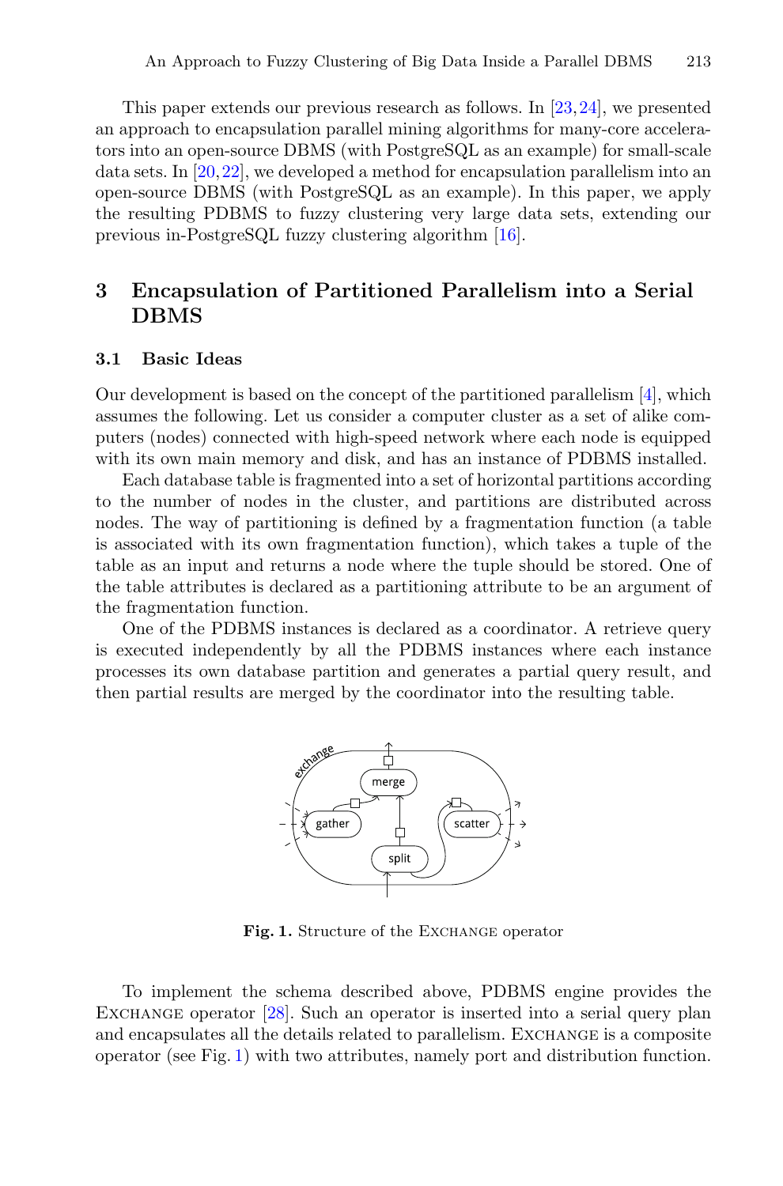This paper extends our previous research as follows. In [23,24], we presented an approach to encapsulation parallel mining algorithms for many-core accelerators into an open-source DBMS (with PostgreSQL as an example) for small-scale data sets. In [20,22], we developed a method for encapsulation parallelism into an open-source DBMS (with PostgreSQL as an example). In this paper, we apply the resulting PDBMS to fuzzy clustering very large data sets, extending our previous in-PostgreSQL fuzzy clustering algorithm [16].

## 3 Encapsulation of Partitioned Parallelism into a Serial DBMS

### 3.1 Basic Ideas

Our development is based on the concept of the partitioned parallelism [4], which assumes the following. Let us consider a computer cluster as a set of alike computers (nodes) connected with high-speed network where each node is equipped with its own main memory and disk, and has an instance of PDBMS installed.

Each database table is fragmented into a set of horizontal partitions according to the number of nodes in the cluster, and partitions are distributed across nodes. The way of partitioning is defined by a fragmentation function (a table is associated with its own fragmentation function), which takes a tuple of the table as an input and returns a node where the tuple should be stored. One of the table attributes is declared as a partitioning attribute to be an argument of the fragmentation function.

One of the PDBMS instances is declared as a coordinator. A retrieve query is executed independently by all the PDBMS instances where each instance processes its own database partition and generates a partial query result, and then partial results are merged by the coordinator into the resulting table.

**Fig. 1.** Structure of the Exchange operator

To implement the schema described above, PDBMS engine provides the Exchange operator [28]. Such an operator is inserted into a serial query plan and encapsulates all the details related to parallelism. Exchange is a composite operator (see Fig. 1) with two attributes, namely port and distribution function.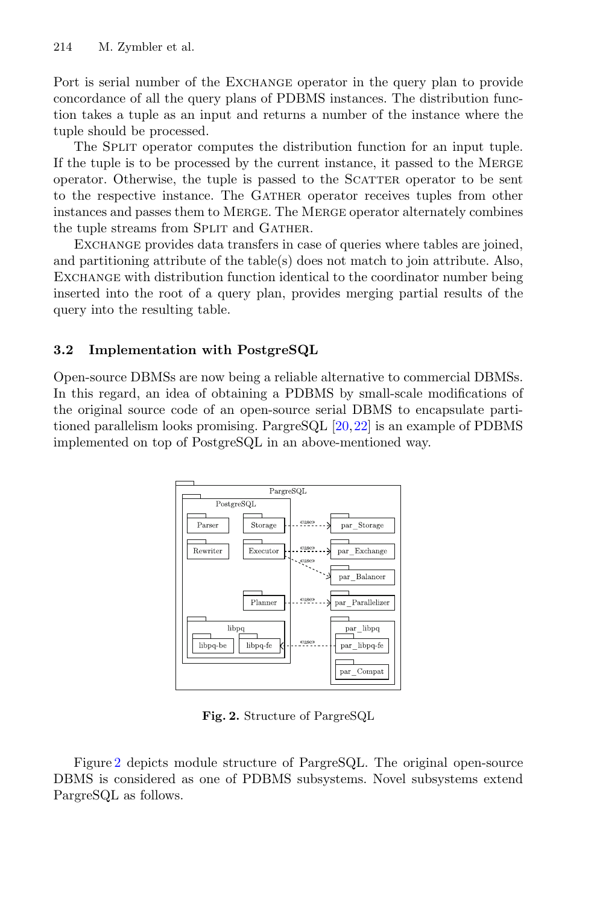Port is serial number of the Exchange operator in the query plan to provide concordance of all the query plans of PDBMS instances. The distribution function takes a tuple as an input and returns a number of the instance where the tuple should be processed.

The Split operator computes the distribution function for an input tuple. If the tuple is to be processed by the current instance, it passed to the Merge operator. Otherwise, the tuple is passed to the Scatter operator to be sent to the respective instance. The Gather operator receives tuples from other instances and passes them to Merge. The Merge operator alternately combines the tuple streams from Split and Gather.

Exchange provides data transfers in case of queries where tables are joined, and partitioning attribute of the table(s) does not match to join attribute. Also, Exchange with distribution function identical to the coordinator number being inserted into the root of a query plan, provides merging partial results of the query into the resulting table.

### 3.2 Implementation with PostgreSQL

Open-source DBMSs are now being a reliable alternative to commercial DBMSs. In this regard, an idea of obtaining a PDBMS by small-scale modifications of the original source code of an open-source serial DBMS to encapsulate partitioned parallelism looks promising. PargreSQL [20,22] is an example of PDBMS implemented on top of PostgreSQL in an above-mentioned way.

**Fig. 2.** Structure of PargreSQL

Figure 2 depicts module structure of PargreSQL. The original open-source DBMS is considered as one of PDBMS subsystems. Novel subsystems extend PargreSQL as follows.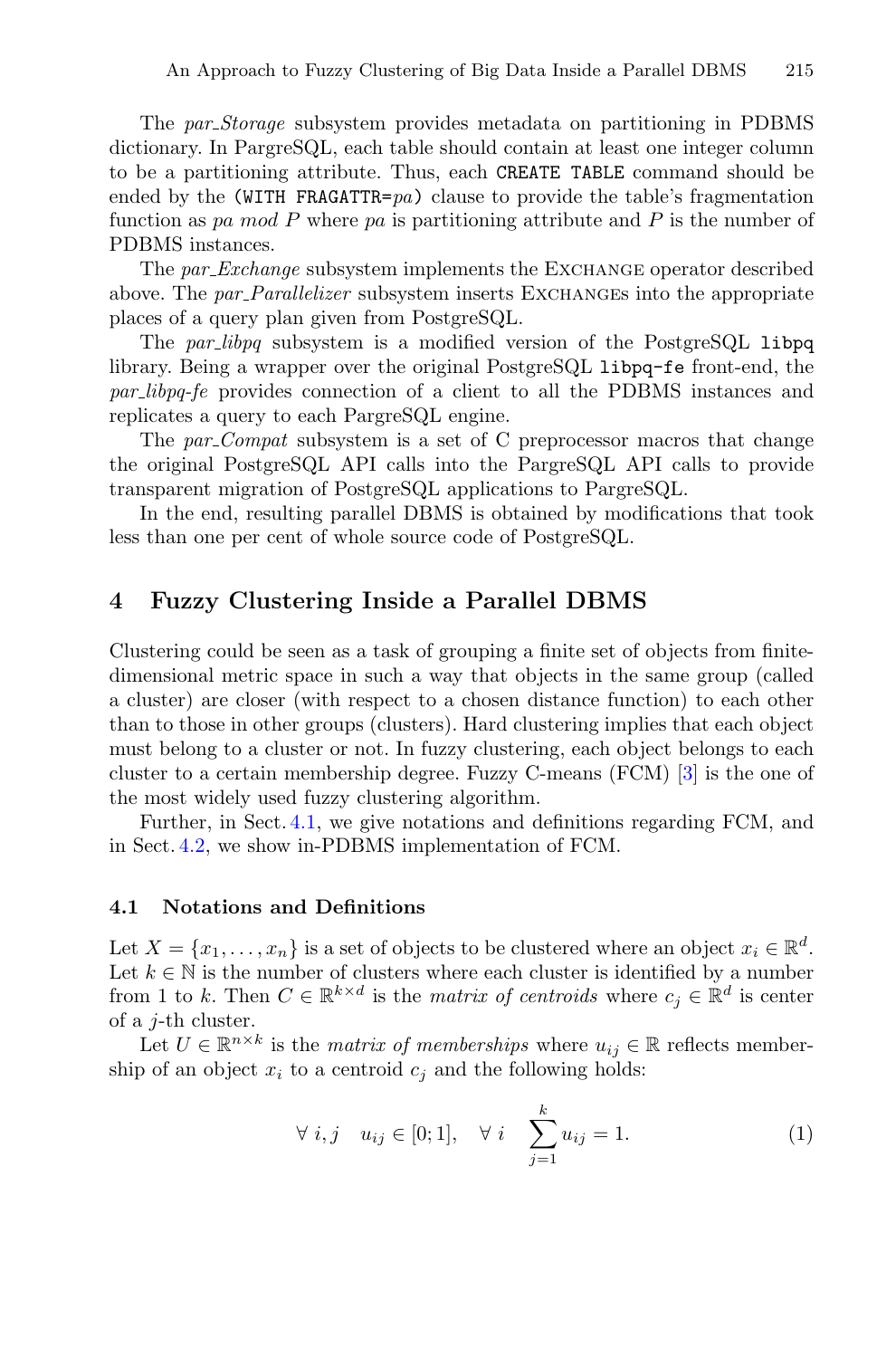The *par_Storage* subsystem provides metadata on partitioning in PDBMS dictionary. In PargreSQL, each table should contain at least one integer column to be a partitioning attribute. Thus, each `CREATE TABLE` command should be ended by the `(WITH FRAGATTR=`*pa*`)` clause to provide the table's fragmentation function as *pa mod P* where *pa* is partitioning attribute and *P* is the number of PDBMS instances.

The *par_Exchange* subsystem implements the Exchange operator described above. The *par_Parallelizer* subsystem inserts Exchanges into the appropriate places of a query plan given from PostgreSQL.

The *par_libpq* subsystem is a modified version of the PostgreSQL `libpq` library. Being a wrapper over the original PostgreSQL `libpq-fe` front-end, the *par_libpq-fe* provides connection of a client to all the PDBMS instances and replicates a query to each PargreSQL engine.

The *par_Compat* subsystem is a set of C preprocessor macros that change the original PostgreSQL API calls into the PargreSQL API calls to provide transparent migration of PostgreSQL applications to PargreSQL.

In the end, resulting parallel DBMS is obtained by modifications that took less than one per cent of whole source code of PostgreSQL.

## 4 Fuzzy Clustering Inside a Parallel DBMS

Clustering could be seen as a task of grouping a finite set of objects from finite-dimensional metric space in such a way that objects in the same group (called a cluster) are closer (with respect to a chosen distance function) to each other than to those in other groups (clusters). Hard clustering implies that each object must belong to a cluster or not. In fuzzy clustering, each object belongs to each cluster to a certain membership degree. Fuzzy C-means (FCM) [3] is the one of the most widely used fuzzy clustering algorithm.

Further, in Sect. 4.1, we give notations and definitions regarding FCM, and in Sect. 4.2, we show in-PDBMS implementation of FCM.

### 4.1 Notations and Definitions

Let $X = \{x_1, \ldots, x_n\}$ is a set of objects to be clustered where an object $x_i \in \mathbb{R}^d$. Let $k \in \mathbb{N}$ is the number of clusters where each cluster is identified by a number from 1 to $k$. Then $C \in \mathbb{R}^{k \times d}$ is the *matrix of centroids* where $c_j \in \mathbb{R}^d$ is center of a $j$-th cluster.

Let $U \in \mathbb{R}^{n \times k}$ is the *matrix of memberships* where $u_{ij} \in \mathbb{R}$ reflects membership of an object $x_i$ to a centroid $c_j$ and the following holds:

$$\forall\ i, j \quad u_{ij} \in [0; 1], \quad \forall\ i \quad \sum_{j=1}^{k} u_{ij} = 1. \tag{1}$$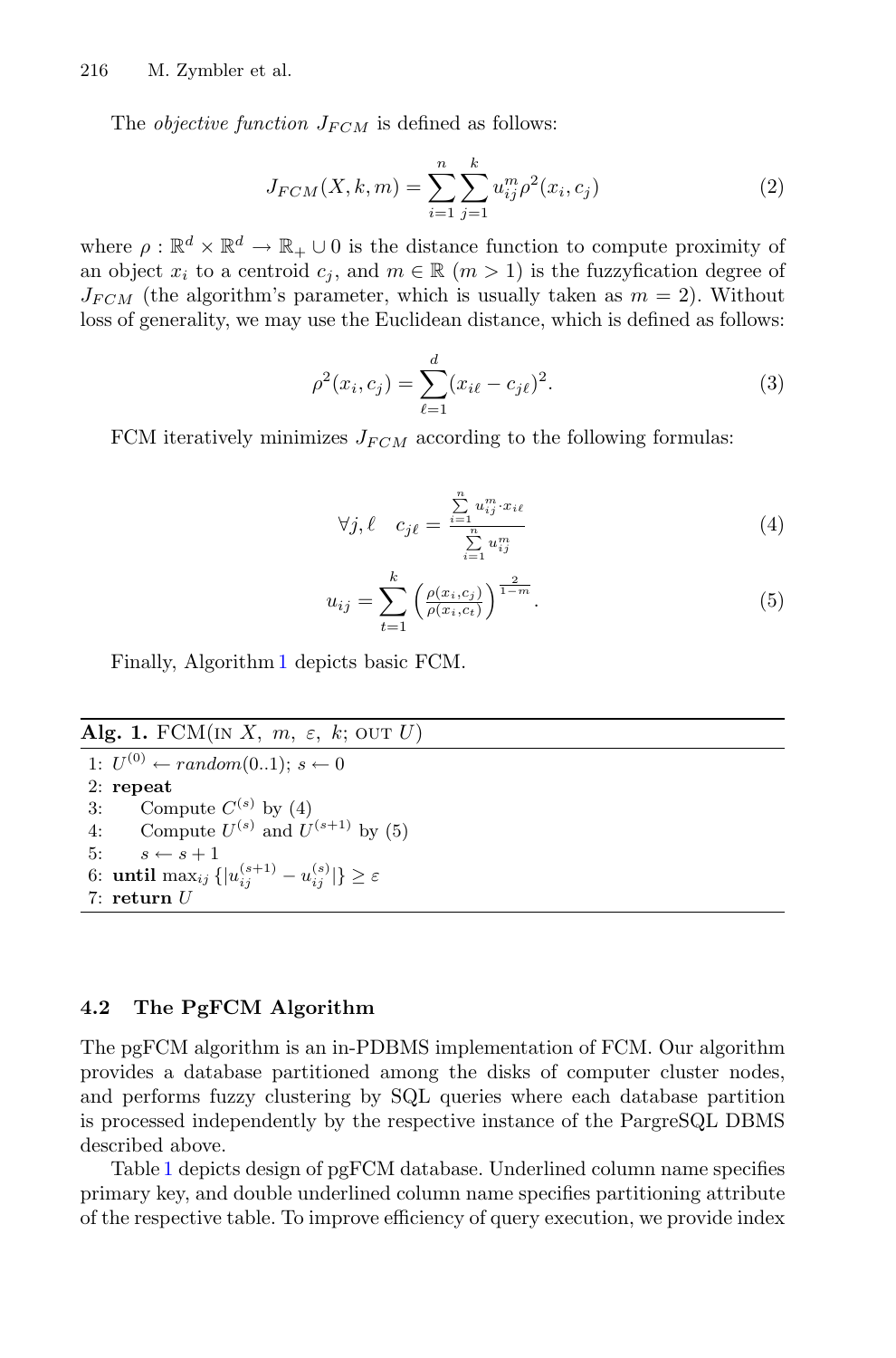The *objective function* $J_{FCM}$ is defined as follows:

$$J_{FCM}(X, k, m) = \sum_{i=1}^{n} \sum_{j=1}^{k} u_{ij}^{m} \rho^2(x_i, c_j) \tag{2}$$

where $\rho : \mathbb{R}^d \times \mathbb{R}^d \to \mathbb{R}_+ \cup 0$ is the distance function to compute proximity of an object $x_i$ to a centroid $c_j$, and $m \in \mathbb{R}$ $(m > 1)$ is the fuzzyfication degree of $J_{FCM}$ (the algorithm's parameter, which is usually taken as $m = 2$). Without loss of generality, we may use the Euclidean distance, which is defined as follows:

$$\rho^2(x_i, c_j) = \sum_{\ell=1}^{d} (x_{i\ell} - c_{j\ell})^2. \tag{3}$$

FCM iteratively minimizes $J_{FCM}$ according to the following formulas:

$$\forall j, \ell \quad c_{j\ell} = \frac{\sum_{i=1}^{n} u_{ij}^{m} \cdot x_{i\ell}}{\sum_{i=1}^{n} u_{ij}^{m}} \tag{4}$$

$$u_{ij} = \sum_{t=1}^{k} \left( \frac{\rho(x_i, c_j)}{\rho(x_i, c_t)} \right)^{\frac{2}{1-m}}. \tag{5}$$

Finally, Algorithm 1 depicts basic FCM.

**Alg. 1.** FCM(IN $X$, $m$, $\varepsilon$, $k$; OUT $U$)

```
1: U^(0) ← random(0..1); s ← 0
2: repeat
3:     Compute C^(s) by (4)
4:     Compute U^(s) and U^(s+1) by (5)
5:     s ← s + 1
6: until max_ij {|u_ij^(s+1) − u_ij^(s)|} ≥ ε
7: return U
```

### 4.2 The PgFCM Algorithm

The pgFCM algorithm is an in-PDBMS implementation of FCM. Our algorithm provides a database partitioned among the disks of computer cluster nodes, and performs fuzzy clustering by SQL queries where each database partition is processed independently by the respective instance of the PargreSQL DBMS described above.

Table 1 depicts design of pgFCM database. Underlined column name specifies primary key, and double underlined column name specifies partitioning attribute of the respective table. To improve efficiency of query execution, we provide index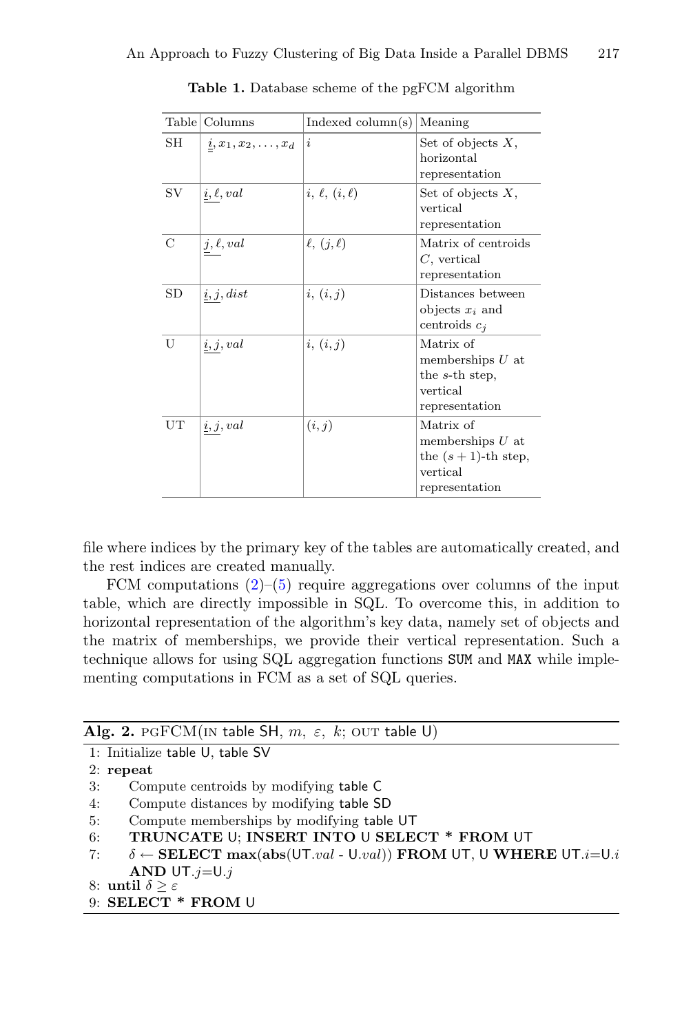**Table 1.** Database scheme of the pgFCM algorithm

| Table | Columns | Indexed column(s) | Meaning |
|---|---|---|---|
| SH | $\underline{i}, x_1, x_2, \ldots, x_d$ | $i$ | Set of objects $X$, horizontal representation |
| SV | $\underline{i, \ell}, val$ | $i$, $\ell$, $(i, \ell)$ | Set of objects $X$, vertical representation |
| C | $\underline{j, \ell}, val$ | $\ell$, $(j, \ell)$ | Matrix of centroids $C$, vertical representation |
| SD | $\underline{i, j}, dist$ | $i$, $(i, j)$ | Distances between objects $x_i$ and centroids $c_j$ |
| U | $\underline{i, j}, val$ | $i$, $(i, j)$ | Matrix of memberships $U$ at the $s$-th step, vertical representation |
| UT | $\underline{i, j}, val$ | $(i, j)$ | Matrix of memberships $U$ at the $(s + 1)$-th step, vertical representation |

file where indices by the primary key of the tables are automatically created, and the rest indices are created manually.

FCM computations (2)–(5) require aggregations over columns of the input table, which are directly impossible in SQL. To overcome this, in addition to horizontal representation of the algorithm's key data, namely set of objects and the matrix of memberships, we provide their vertical representation. Such a technique allows for using SQL aggregation functions `SUM` and `MAX` while implementing computations in FCM as a set of SQL queries.

**Alg. 2.** PGFCM(IN table SH, $m$, $\varepsilon$, $k$; OUT table U)

```
1: Initialize table U, table SV
2: repeat
3:     Compute centroids by modifying table C
4:     Compute distances by modifying table SD
5:     Compute memberships by modifying table UT
6:     TRUNCATE U; INSERT INTO U SELECT * FROM UT
7:     δ ← SELECT max(abs(UT.val - U.val)) FROM UT, U WHERE UT.i=U.i
       AND UT.j=U.j
8: until δ ≥ ε
9: SELECT * FROM U
```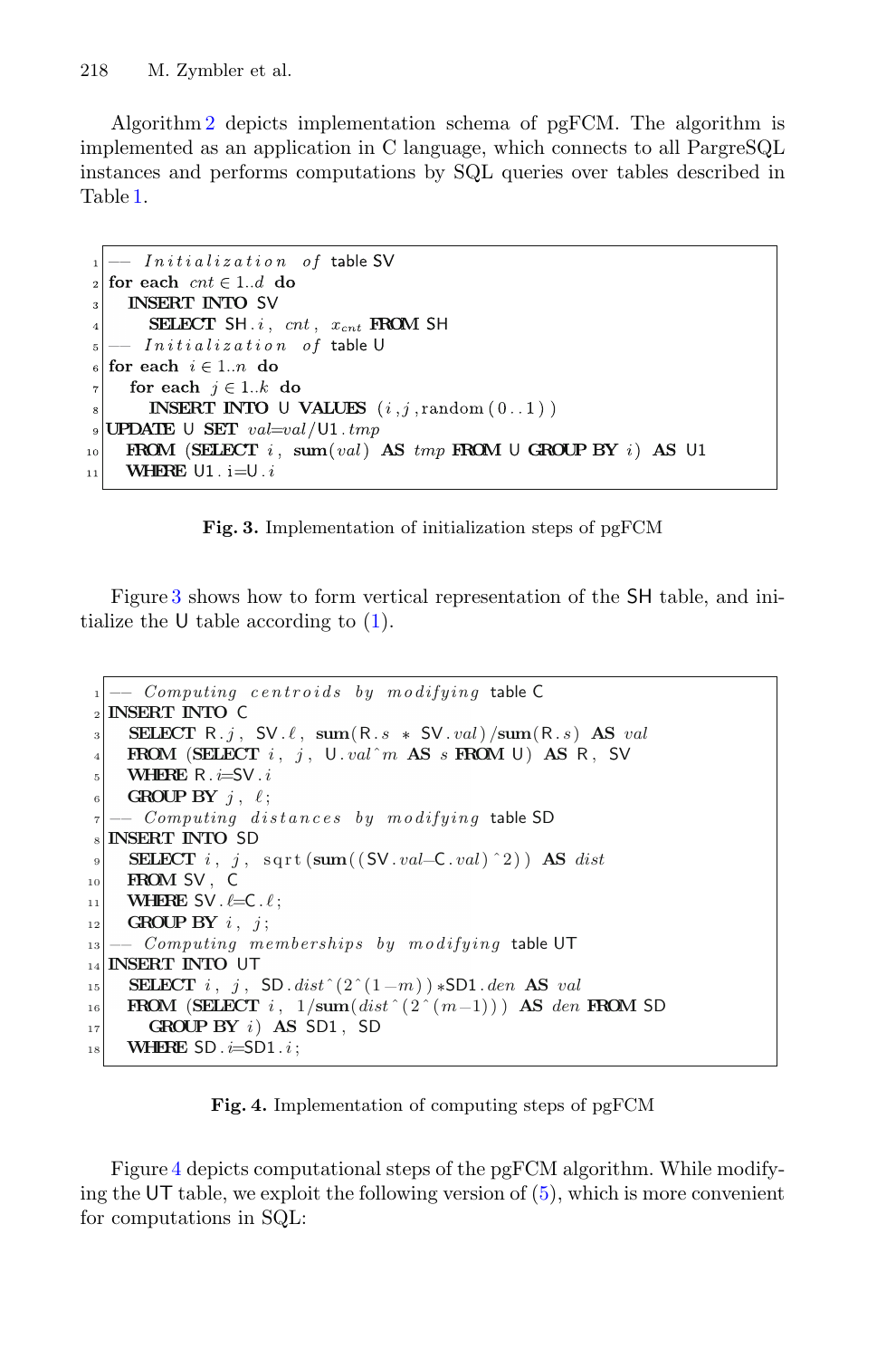Algorithm 2 depicts implementation schema of pgFCM. The algorithm is implemented as an application in C language, which connects to all PargreSQL instances and performs computations by SQL queries over tables described in Table 1.

```
1  -- Initialization of table SV
2  for each cnt ∈ 1..d do
3    INSERT INTO SV
4      SELECT SH.i, cnt, x_cnt FROM SH
5  -- Initialization of table U
6  for each i ∈ 1..n do
7    for each j ∈ 1..k do
8      INSERT INTO U VALUES (i,j,random(0..1))
9  UPDATE U SET val=val/U1.tmp
10   FROM (SELECT i, sum(val) AS tmp FROM U GROUP BY i) AS U1
11   WHERE U1.i=U.i
```

**Fig. 3.** Implementation of initialization steps of pgFCM

Figure 3 shows how to form vertical representation of the SH table, and initialize the U table according to (1).

```
1  -- Computing centroids by modifying table C
2  INSERT INTO C
3    SELECT R.j, SV.ℓ, sum(R.s * SV.val)/sum(R.s) AS val
4    FROM (SELECT i, j, U.val^m AS s FROM U) AS R, SV
5    WHERE R.i=SV.i
6    GROUP BY j, ℓ;
7  -- Computing distances by modifying table SD
8  INSERT INTO SD
9    SELECT i, j, sqrt(sum((SV.val-C.val)^2)) AS dist
10   FROM SV, C
11   WHERE SV.ℓ=C.ℓ;
12   GROUP BY i, j;
13 -- Computing memberships by modifying table UT
14 INSERT INTO UT
15   SELECT i, j, SD.dist^(2^(1-m))*SD1.den AS val
16   FROM (SELECT i, 1/sum(dist^(2^(m-1))) AS den FROM SD
17     GROUP BY i) AS SD1, SD
18   WHERE SD.i=SD1.i;
```

**Fig. 4.** Implementation of computing steps of pgFCM

Figure 4 depicts computational steps of the pgFCM algorithm. While modifying the UT table, we exploit the following version of (5), which is more convenient for computations in SQL: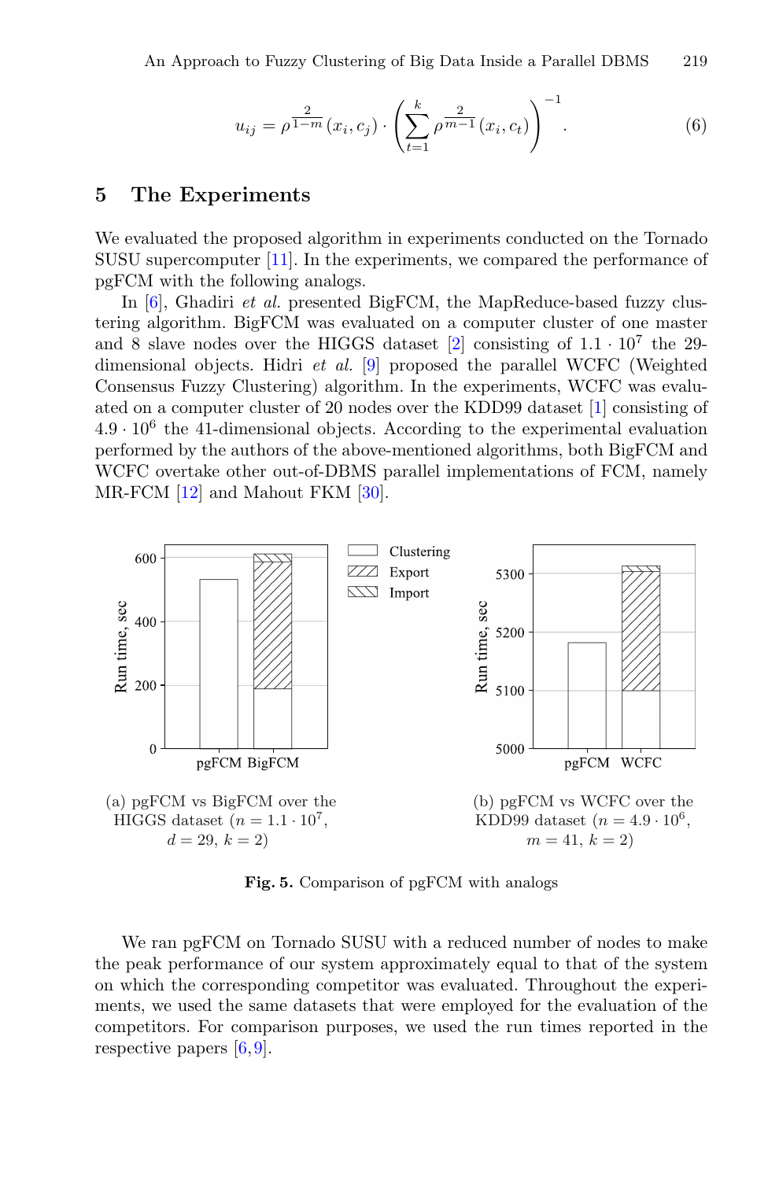$$u_{ij} = \rho^{\frac{2}{1-m}}(x_i, c_j) \cdot \left( \sum_{t=1}^{k} \rho^{\frac{2}{m-1}}(x_i, c_t) \right)^{-1}. \tag{6}$$

## 5 The Experiments

We evaluated the proposed algorithm in experiments conducted on the Tornado SUSU supercomputer [11]. In the experiments, we compared the performance of pgFCM with the following analogs.

In [6], Ghadiri *et al.* presented BigFCM, the MapReduce-based fuzzy clustering algorithm. BigFCM was evaluated on a computer cluster of one master and 8 slave nodes over the HIGGS dataset [2] consisting of $1.1 \cdot 10^7$ the 29-dimensional objects. Hidri *et al.* [9] proposed the parallel WCFC (Weighted Consensus Fuzzy Clustering) algorithm. In the experiments, WCFC was evaluated on a computer cluster of 20 nodes over the KDD99 dataset [1] consisting of $4.9 \cdot 10^6$ the 41-dimensional objects. According to the experimental evaluation performed by the authors of the above-mentioned algorithms, both BigFCM and WCFC overtake other out-of-DBMS parallel implementations of FCM, namely MR-FCM [12] and Mahout FKM [30].

(a) pgFCM vs BigFCM over the HIGGS dataset ($n = 1.1 \cdot 10^7$, $d = 29$, $k = 2$)

(b) pgFCM vs WCFC over the KDD99 dataset ($n = 4.9 \cdot 10^6$, $m = 41$, $k = 2$)

**Fig. 5.** Comparison of pgFCM with analogs

We ran pgFCM on Tornado SUSU with a reduced number of nodes to make the peak performance of our system approximately equal to that of the system on which the corresponding competitor was evaluated. Throughout the experiments, we used the same datasets that were employed for the evaluation of the competitors. For comparison purposes, we used the run times reported in the respective papers [6,9].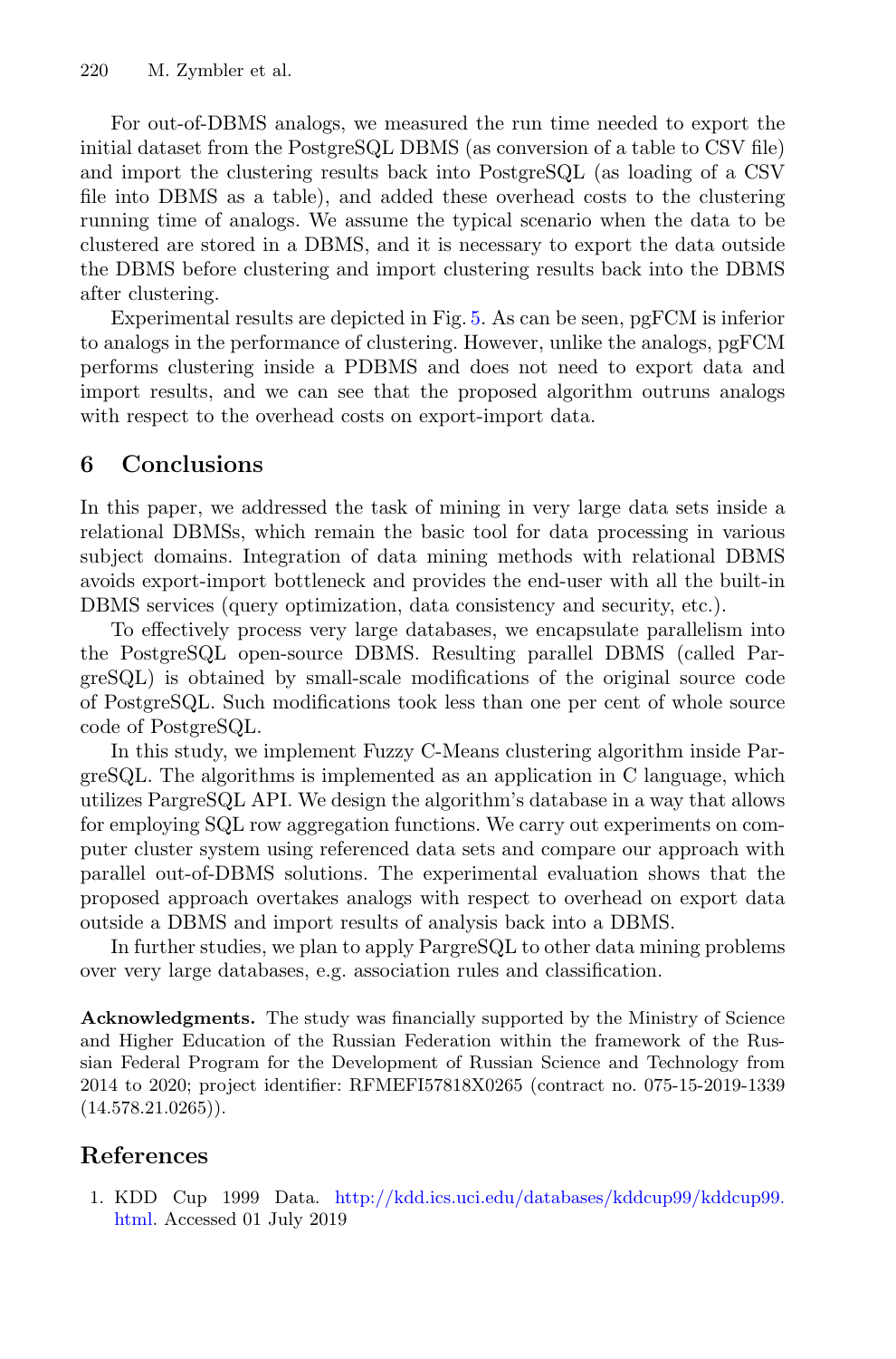For out-of-DBMS analogs, we measured the run time needed to export the initial dataset from the PostgreSQL DBMS (as conversion of a table to CSV file) and import the clustering results back into PostgreSQL (as loading of a CSV file into DBMS as a table), and added these overhead costs to the clustering running time of analogs. We assume the typical scenario when the data to be clustered are stored in a DBMS, and it is necessary to export the data outside the DBMS before clustering and import clustering results back into the DBMS after clustering.

Experimental results are depicted in Fig. 5. As can be seen, pgFCM is inferior to analogs in the performance of clustering. However, unlike the analogs, pgFCM performs clustering inside a PDBMS and does not need to export data and import results, and we can see that the proposed algorithm outruns analogs with respect to the overhead costs on export-import data.

## 6 Conclusions

In this paper, we addressed the task of mining in very large data sets inside a relational DBMSs, which remain the basic tool for data processing in various subject domains. Integration of data mining methods with relational DBMS avoids export-import bottleneck and provides the end-user with all the built-in DBMS services (query optimization, data consistency and security, etc.).

To effectively process very large databases, we encapsulate parallelism into the PostgreSQL open-source DBMS. Resulting parallel DBMS (called PargreSQL) is obtained by small-scale modifications of the original source code of PostgreSQL. Such modifications took less than one per cent of whole source code of PostgreSQL.

In this study, we implement Fuzzy C-Means clustering algorithm inside PargreSQL. The algorithms is implemented as an application in C language, which utilizes PargreSQL API. We design the algorithm's database in a way that allows for employing SQL row aggregation functions. We carry out experiments on computer cluster system using referenced data sets and compare our approach with parallel out-of-DBMS solutions. The experimental evaluation shows that the proposed approach overtakes analogs with respect to overhead on export data outside a DBMS and import results of analysis back into a DBMS.

In further studies, we plan to apply PargreSQL to other data mining problems over very large databases, e.g. association rules and classification.

**Acknowledgments.** The study was financially supported by the Ministry of Science and Higher Education of the Russian Federation within the framework of the Russian Federal Program for the Development of Russian Science and Technology from 2014 to 2020; project identifier: RFMEFI57818X0265 (contract no. 075-15-2019-1339 (14.578.21.0265)).

## References

1. KDD Cup 1999 Data. http://kdd.ics.uci.edu/databases/kddcup99/kddcup99.html. Accessed 01 July 2019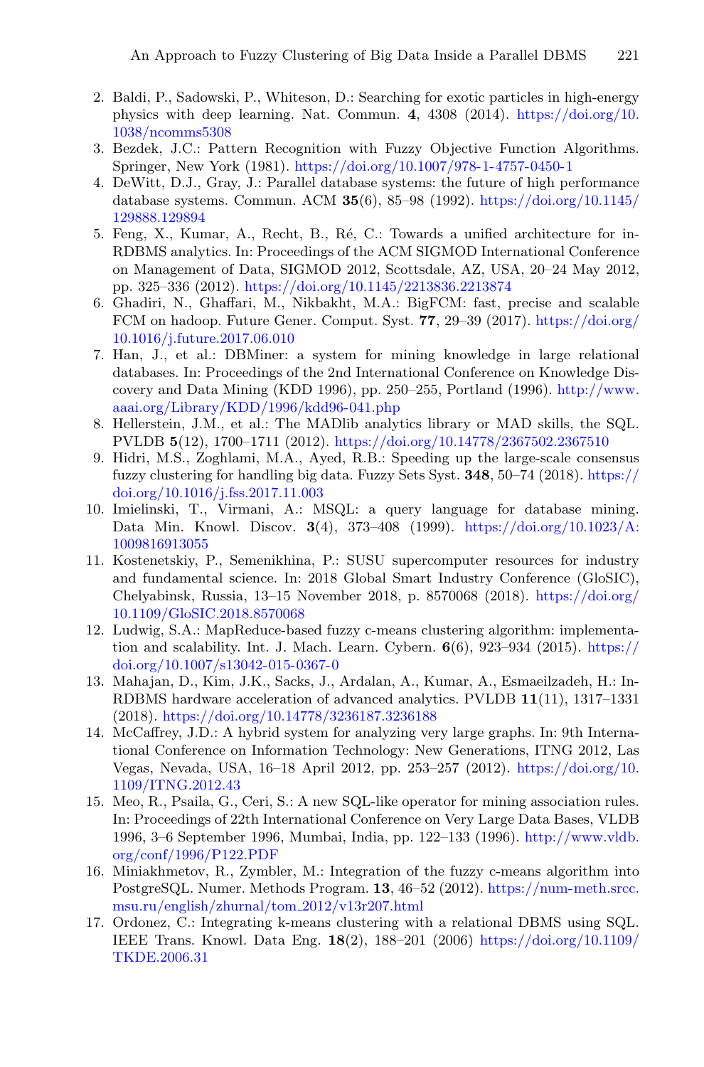2. Baldi, P., Sadowski, P., Whiteson, D.: Searching for exotic particles in high-energy physics with deep learning. Nat. Commun. **4**, 4308 (2014). https://doi.org/10.1038/ncomms5308
3. Bezdek, J.C.: Pattern Recognition with Fuzzy Objective Function Algorithms. Springer, New York (1981). https://doi.org/10.1007/978-1-4757-0450-1
4. DeWitt, D.J., Gray, J.: Parallel database systems: the future of high performance database systems. Commun. ACM **35**(6), 85–98 (1992). https://doi.org/10.1145/129888.129894
5. Feng, X., Kumar, A., Recht, B., Ré, C.: Towards a unified architecture for in-RDBMS analytics. In: Proceedings of the ACM SIGMOD International Conference on Management of Data, SIGMOD 2012, Scottsdale, AZ, USA, 20–24 May 2012, pp. 325–336 (2012). https://doi.org/10.1145/2213836.2213874
6. Ghadiri, N., Ghaffari, M., Nikbakht, M.A.: BigFCM: fast, precise and scalable FCM on hadoop. Future Gener. Comput. Syst. **77**, 29–39 (2017). https://doi.org/10.1016/j.future.2017.06.010
7. Han, J., et al.: DBMiner: a system for mining knowledge in large relational databases. In: Proceedings of the 2nd International Conference on Knowledge Discovery and Data Mining (KDD 1996), pp. 250–255, Portland (1996). http://www.aaai.org/Library/KDD/1996/kdd96-041.php
8. Hellerstein, J.M., et al.: The MADlib analytics library or MAD skills, the SQL. PVLDB **5**(12), 1700–1711 (2012). https://doi.org/10.14778/2367502.2367510
9. Hidri, M.S., Zoghlami, M.A., Ayed, R.B.: Speeding up the large-scale consensus fuzzy clustering for handling big data. Fuzzy Sets Syst. **348**, 50–74 (2018). https://doi.org/10.1016/j.fss.2017.11.003
10. Imielinski, T., Virmani, A.: MSQL: a query language for database mining. Data Min. Knowl. Discov. **3**(4), 373–408 (1999). https://doi.org/10.1023/A:1009816913055
11. Kostenetskiy, P., Semenikhina, P.: SUSU supercomputer resources for industry and fundamental science. In: 2018 Global Smart Industry Conference (GloSIC), Chelyabinsk, Russia, 13–15 November 2018, p. 8570068 (2018). https://doi.org/10.1109/GloSIC.2018.8570068
12. Ludwig, S.A.: MapReduce-based fuzzy c-means clustering algorithm: implementation and scalability. Int. J. Mach. Learn. Cybern. **6**(6), 923–934 (2015). https://doi.org/10.1007/s13042-015-0367-0
13. Mahajan, D., Kim, J.K., Sacks, J., Ardalan, A., Kumar, A., Esmaeilzadeh, H.: In-RDBMS hardware acceleration of advanced analytics. PVLDB **11**(11), 1317–1331 (2018). https://doi.org/10.14778/3236187.3236188
14. McCaffrey, J.D.: A hybrid system for analyzing very large graphs. In: 9th International Conference on Information Technology: New Generations, ITNG 2012, Las Vegas, Nevada, USA, 16–18 April 2012, pp. 253–257 (2012). https://doi.org/10.1109/ITNG.2012.43
15. Meo, R., Psaila, G., Ceri, S.: A new SQL-like operator for mining association rules. In: Proceedings of 22th International Conference on Very Large Data Bases, VLDB 1996, 3–6 September 1996, Mumbai, India, pp. 122–133 (1996). http://www.vldb.org/conf/1996/P122.PDF
16. Miniakhmetov, R., Zymbler, M.: Integration of the fuzzy c-means algorithm into PostgreSQL. Numer. Methods Program. **13**, 46–52 (2012). https://num-meth.srcc.msu.ru/english/zhurnal/tom_2012/v13r207.html
17. Ordonez, C.: Integrating k-means clustering with a relational DBMS using SQL. IEEE Trans. Knowl. Data Eng. **18**(2), 188–201 (2006) https://doi.org/10.1109/TKDE.2006.31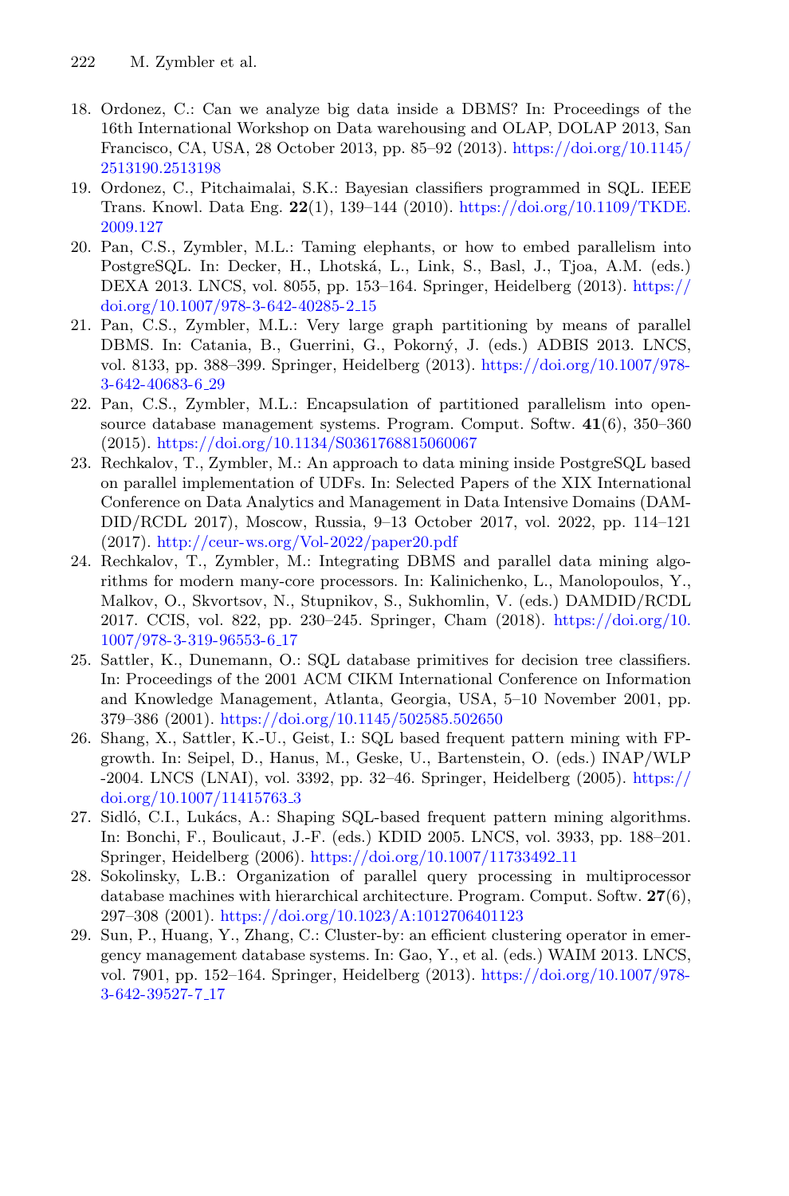18. Ordonez, C.: Can we analyze big data inside a DBMS? In: Proceedings of the 16th International Workshop on Data warehousing and OLAP, DOLAP 2013, San Francisco, CA, USA, 28 October 2013, pp. 85–92 (2013). https://doi.org/10.1145/2513190.2513198
19. Ordonez, C., Pitchaimalai, S.K.: Bayesian classifiers programmed in SQL. IEEE Trans. Knowl. Data Eng. **22**(1), 139–144 (2010). https://doi.org/10.1109/TKDE.2009.127
20. Pan, C.S., Zymbler, M.L.: Taming elephants, or how to embed parallelism into PostgreSQL. In: Decker, H., Lhotská, L., Link, S., Basl, J., Tjoa, A.M. (eds.) DEXA 2013. LNCS, vol. 8055, pp. 153–164. Springer, Heidelberg (2013). https://doi.org/10.1007/978-3-642-40285-2_15
21. Pan, C.S., Zymbler, M.L.: Very large graph partitioning by means of parallel DBMS. In: Catania, B., Guerrini, G., Pokorný, J. (eds.) ADBIS 2013. LNCS, vol. 8133, pp. 388–399. Springer, Heidelberg (2013). https://doi.org/10.1007/978-3-642-40683-6_29
22. Pan, C.S., Zymbler, M.L.: Encapsulation of partitioned parallelism into open-source database management systems. Program. Comput. Softw. **41**(6), 350–360 (2015). https://doi.org/10.1134/S0361768815060067
23. Rechkalov, T., Zymbler, M.: An approach to data mining inside PostgreSQL based on parallel implementation of UDFs. In: Selected Papers of the XIX International Conference on Data Analytics and Management in Data Intensive Domains (DAMDID/RCDL 2017), Moscow, Russia, 9–13 October 2017, vol. 2022, pp. 114–121 (2017). http://ceur-ws.org/Vol-2022/paper20.pdf
24. Rechkalov, T., Zymbler, M.: Integrating DBMS and parallel data mining algorithms for modern many-core processors. In: Kalinichenko, L., Manolopoulos, Y., Malkov, O., Skvortsov, N., Stupnikov, S., Sukhomlin, V. (eds.) DAMDID/RCDL 2017. CCIS, vol. 822, pp. 230–245. Springer, Cham (2018). https://doi.org/10.1007/978-3-319-96553-6_17
25. Sattler, K., Dunemann, O.: SQL database primitives for decision tree classifiers. In: Proceedings of the 2001 ACM CIKM International Conference on Information and Knowledge Management, Atlanta, Georgia, USA, 5–10 November 2001, pp. 379–386 (2001). https://doi.org/10.1145/502585.502650
26. Shang, X., Sattler, K.-U., Geist, I.: SQL based frequent pattern mining with FP-growth. In: Seipel, D., Hanus, M., Geske, U., Bartenstein, O. (eds.) INAP/WLP -2004. LNCS (LNAI), vol. 3392, pp. 32–46. Springer, Heidelberg (2005). https://doi.org/10.1007/11415763_3
27. Sidló, C.I., Lukács, A.: Shaping SQL-based frequent pattern mining algorithms. In: Bonchi, F., Boulicaut, J.-F. (eds.) KDID 2005. LNCS, vol. 3933, pp. 188–201. Springer, Heidelberg (2006). https://doi.org/10.1007/11733492_11
28. Sokolinsky, L.B.: Organization of parallel query processing in multiprocessor database machines with hierarchical architecture. Program. Comput. Softw. **27**(6), 297–308 (2001). https://doi.org/10.1023/A:1012706401123
29. Sun, P., Huang, Y., Zhang, C.: Cluster-by: an efficient clustering operator in emergency management database systems. In: Gao, Y., et al. (eds.) WAIM 2013. LNCS, vol. 7901, pp. 152–164. Springer, Heidelberg (2013). https://doi.org/10.1007/978-3-642-39527-7_17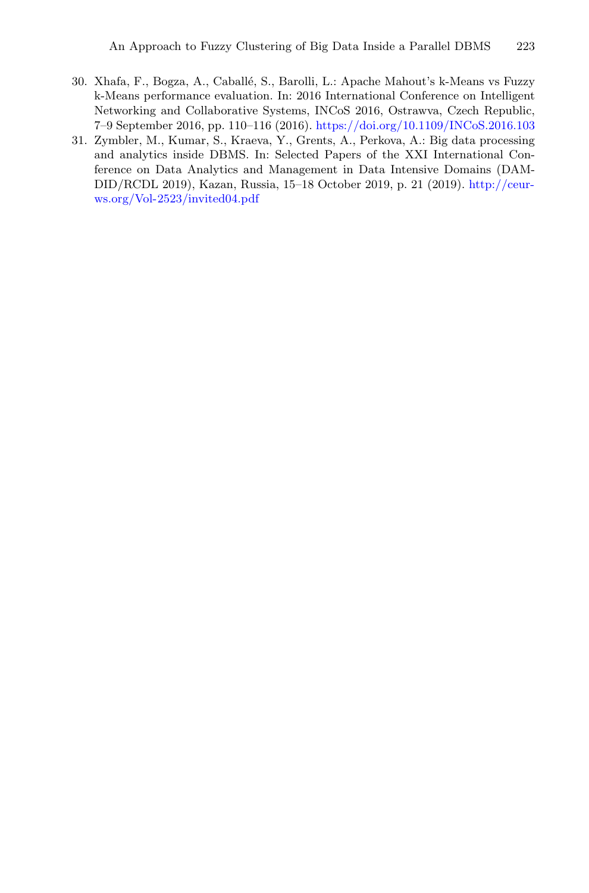30. Xhafa, F., Bogza, A., Caballé, S., Barolli, L.: Apache Mahout's k-Means vs Fuzzy k-Means performance evaluation. In: 2016 International Conference on Intelligent Networking and Collaborative Systems, INCoS 2016, Ostrawva, Czech Republic, 7–9 September 2016, pp. 110–116 (2016). https://doi.org/10.1109/INCoS.2016.103
31. Zymbler, M., Kumar, S., Kraeva, Y., Grents, A., Perkova, A.: Big data processing and analytics inside DBMS. In: Selected Papers of the XXI International Conference on Data Analytics and Management in Data Intensive Domains (DAMDID/RCDL 2019), Kazan, Russia, 15–18 October 2019, p. 21 (2019). http://ceur-ws.org/Vol-2523/invited04.pdf